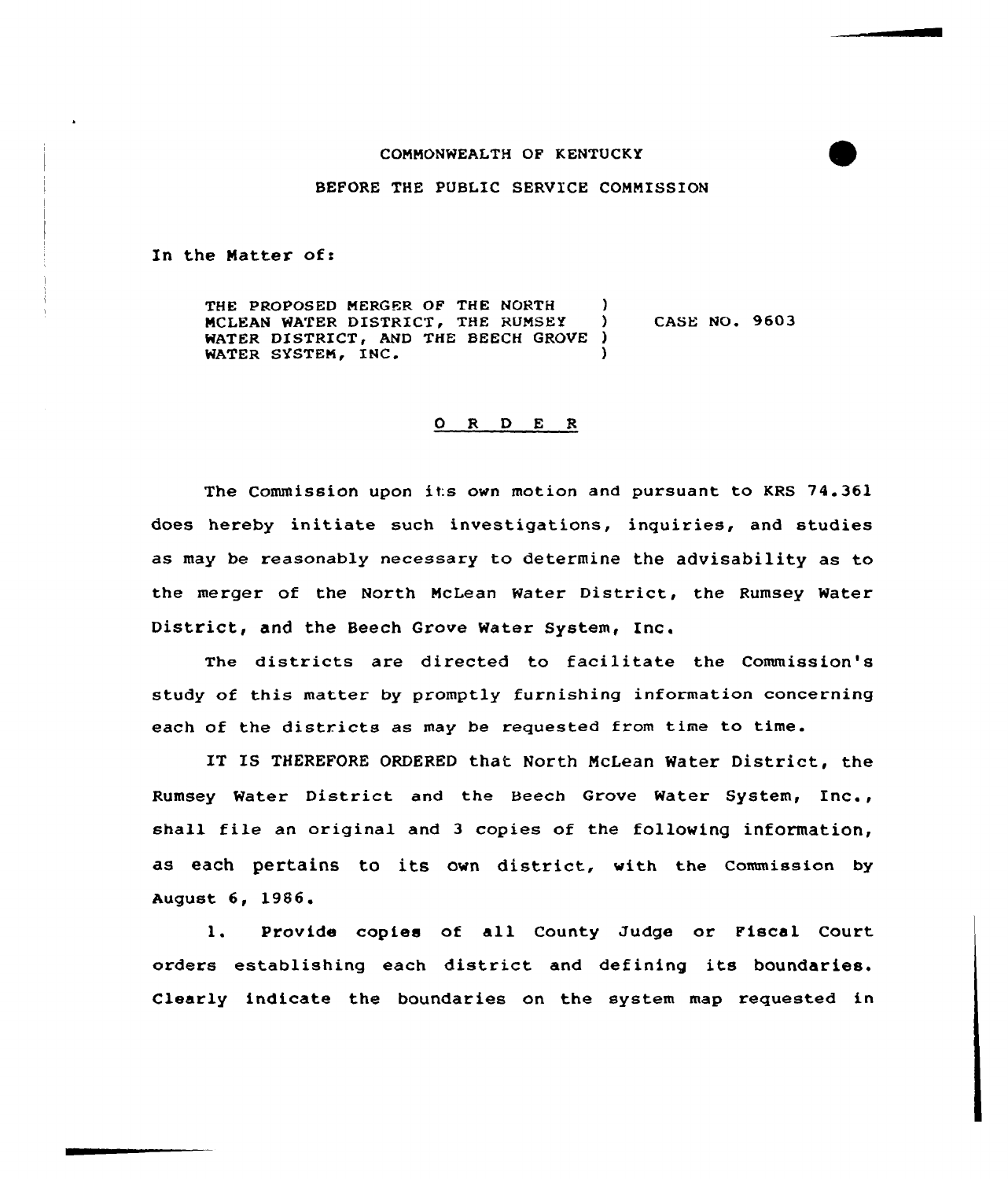COMMONWEALTH OF KENTUCKY

BEFORE THE PUBLIC SERVICE COMMISSION

In the Matter of:

THE PROPOSED MERGER OF THE NORTH )
MCLEAN WATER DISTRICT, THE RUMSEY ) CASE NO. 9603
WATER DISTRICT, AND THE BEECH GROVE )
WATER SYSTEM, INC. )

## O R D E R

The Commission upon its own motion and pursuant to KRS 74.361 does hereby initiate such investigations, inquiries, and studies as may be reasonably necessary to determine the advisability as to the merger of the North McLean Water District, the Rumsey Water District, and the Beech Grove Water System, Inc.

The districts are directed to facilitate the Commission's study of this matter by promptly furnishing information concerning each of the districts as may be requested from time to time.

IT IS THEREFORE ORDERED that North McLean Water District, the Rumsey Water District and the Beech Grove Water System, Inc., shall file an original and 3 copies of the following information, as each pertains to its own district, with the Commission by August 6, 1986.

1. Provide copies of all County Judge or Fiscal Court orders establishing each district and defining its boundaries. Clearly indicate the boundaries on the system map requested in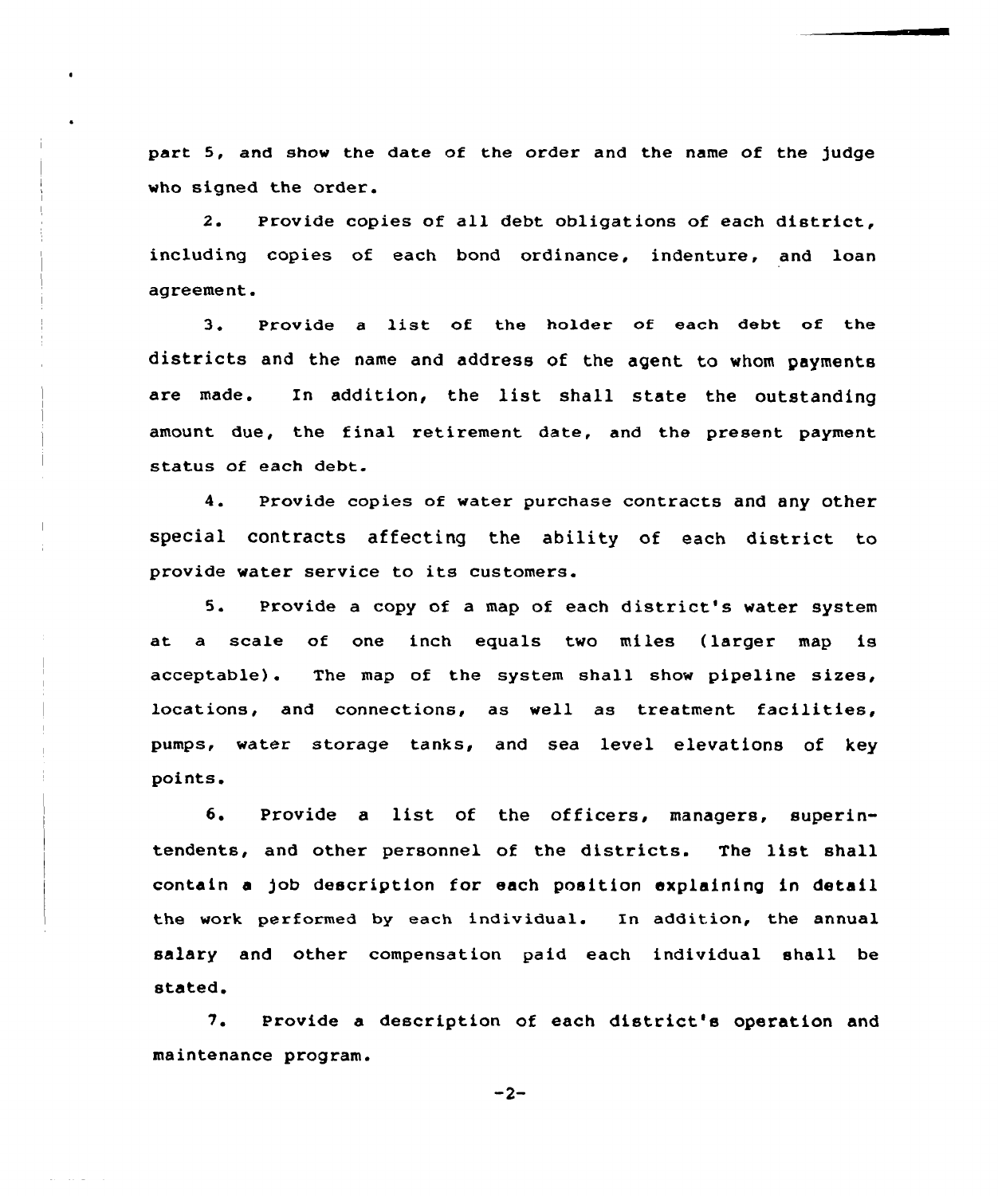part 5, and show the date of the order and the name of the judge who signed the order.

2. Provide copies of all debt obligations of each district, including copies of each bond ordinance, indenture, and loan agreement.

3. Provide a list of the holder of each debt of the districts and the name and address of the agent to whom payments are made. In addition, the list shall state the outstanding amount due, the final retirement date, and the present payment status of each debt.

4. Provide copies of water purchase contracts and any other special contracts affecting the ability of each district to provide water service to its customers.

5. Provide a copy of a map of each district's water system at a scale of one inch equals two miles (larger map is acceptable). The map of the system shall show pipeline sizes, locations, and connections, as well as treatment facilities, pumps, water storage tanks, and sea level elevations of key points.

6. Provide a list of the officers, managers, superintendents, and other personnel of the districts. The list shall contain a job description for each position explaining in detail the work performed by each individual. In addition, the annual salary and other compensation paid each individual shall be stated.

7. Provide a description of each district's operation and maintenance program.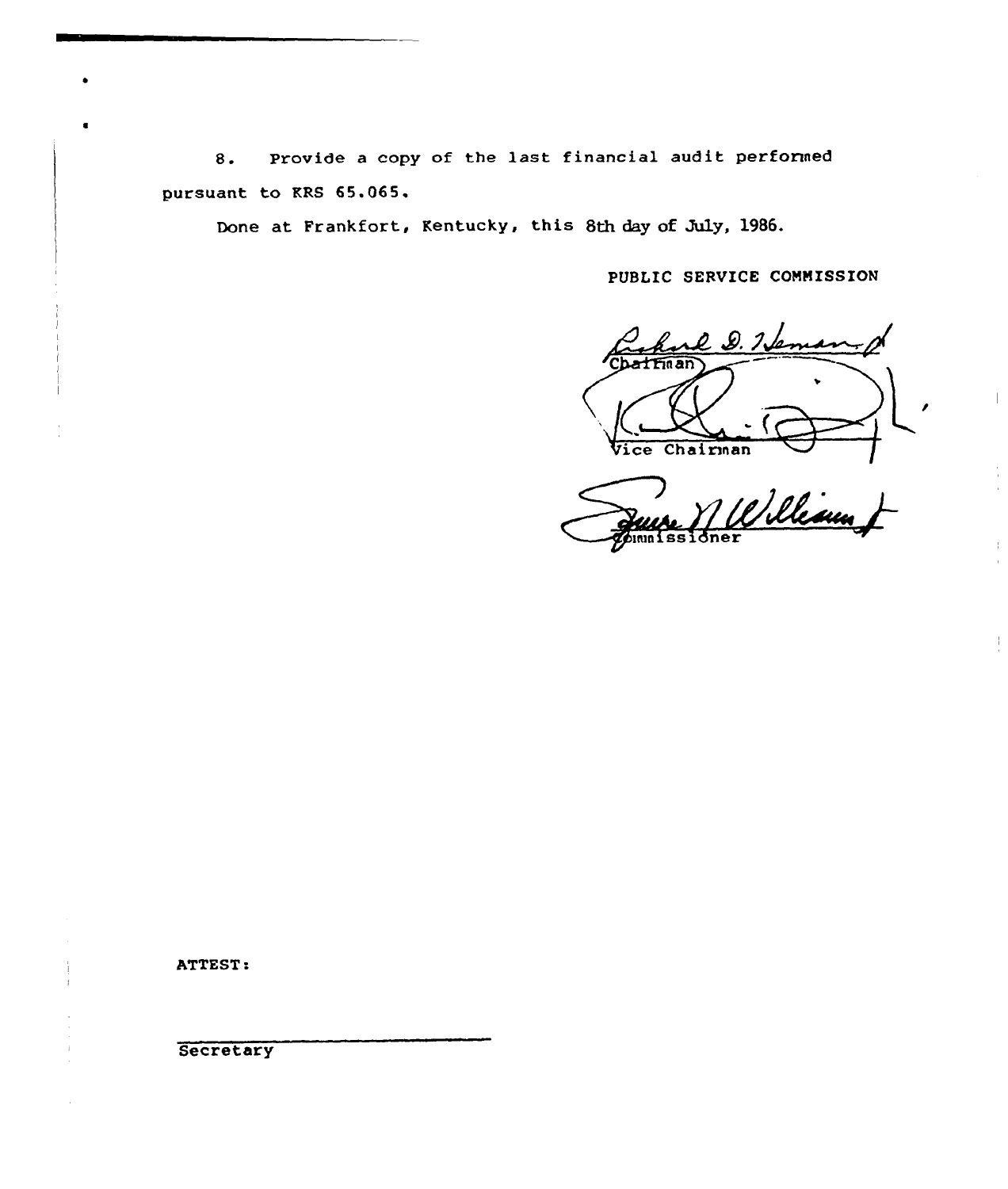8. Provide a copy of the last financial audit performed pursuant to KRS 65.065.

Done at Frankfort, Kentucky, this 8th day of July, 1986.

PUBLIC SERVICE COMMISSION

Chairman

Vice Chairman

Commissioner

ATTEST:

Secretary